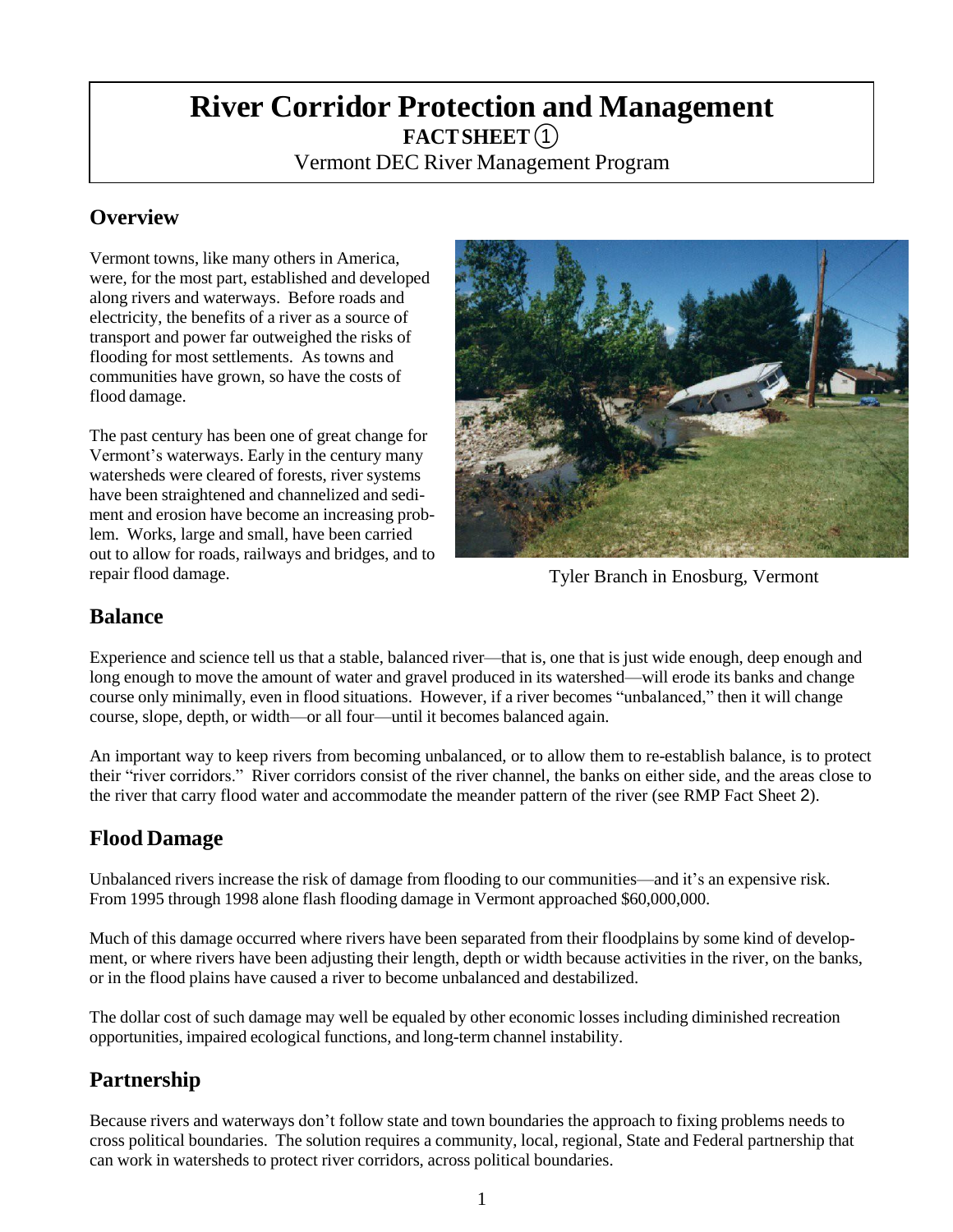# River Corridor Protection and Management

**FACT SHEET ①**

Vermont DEC River Management Program

## Overview

Vermont towns, like many others in America, were, for the most part, established and developed along rivers and waterways. Before roads and electricity, the benefits of a river as a source of transport and power far outweighed the risks of flooding for most settlements. As towns and communities have grown, so have the costs of flood damage.

The past century has been one of great change for Vermont's waterways. Early in the century many watersheds were cleared of forests, river systems have been straightened and channelized and sediment and erosion have become an increasing problem. Works, large and small, have been carried out to allow for roads, railways and bridges, and to repair flood damage.

Tyler Branch in Enosburg, Vermont

## Balance

Experience and science tell us that a stable, balanced river—that is, one that is just wide enough, deep enough and long enough to move the amount of water and gravel produced in its watershed—will erode its banks and change course only minimally, even in flood situations. However, if a river becomes "unbalanced," then it will change course, slope, depth, or width—or all four—until it becomes balanced again.

An important way to keep rivers from becoming unbalanced, or to allow them to re-establish balance, is to protect their "river corridors." River corridors consist of the river channel, the banks on either side, and the areas close to the river that carry flood water and accommodate the meander pattern of the river (see RMP Fact Sheet 2).

## Flood Damage

Unbalanced rivers increase the risk of damage from flooding to our communities—and it's an expensive risk. From 1995 through 1998 alone flash flooding damage in Vermont approached $60,000,000.

Much of this damage occurred where rivers have been separated from their floodplains by some kind of development, or where rivers have been adjusting their length, depth or width because activities in the river, on the banks, or in the flood plains have caused a river to become unbalanced and destabilized.

The dollar cost of such damage may well be equaled by other economic losses including diminished recreation opportunities, impaired ecological functions, and long-term channel instability.

## Partnership

Because rivers and waterways don't follow state and town boundaries the approach to fixing problems needs to cross political boundaries. The solution requires a community, local, regional, State and Federal partnership that can work in watersheds to protect river corridors, across political boundaries.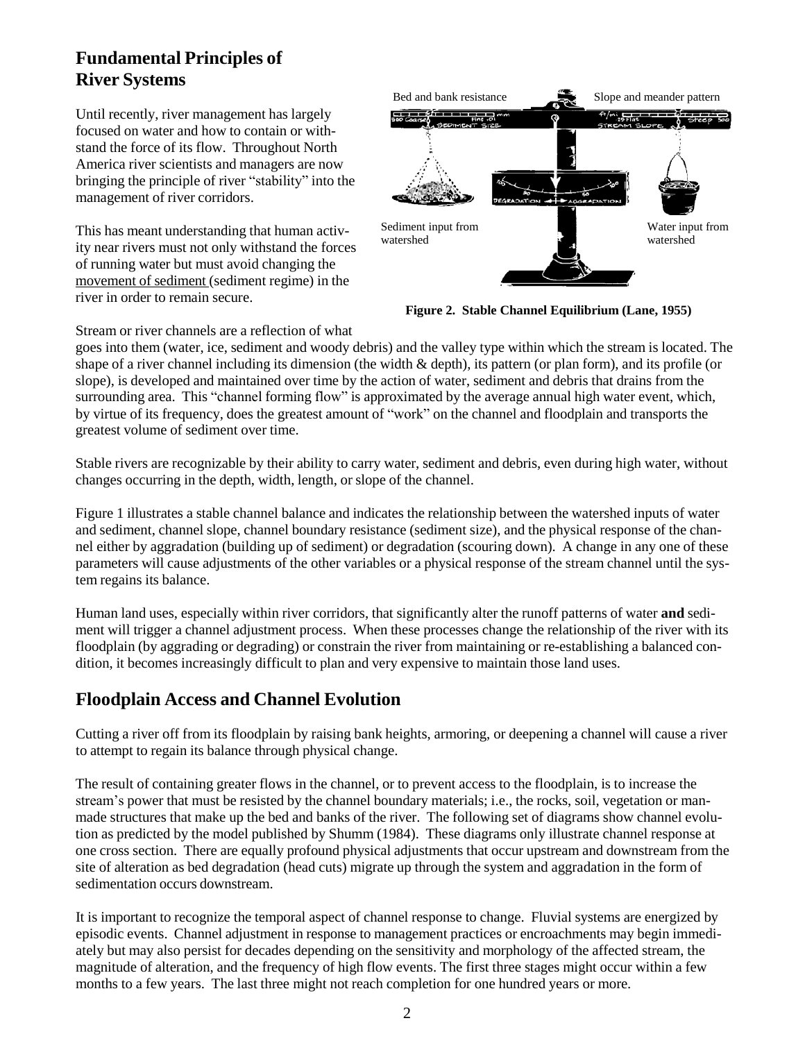## Fundamental Principles of River Systems

Until recently, river management has largely focused on water and how to contain or withstand the force of its flow. Throughout North America river scientists and managers are now bringing the principle of river "stability" into the management of river corridors.

This has meant understanding that human activity near rivers must not only withstand the forces of running water but must avoid changing the movement of sediment (sediment regime) in the river in order to remain secure.

Bed and bank resistance

Slope and meander pattern

Sediment input from watershed

Water input from watershed

**Figure 2. Stable Channel Equilibrium (Lane, 1955)**

Stream or river channels are a reflection of what goes into them (water, ice, sediment and woody debris) and the valley type within which the stream is located. The shape of a river channel including its dimension (the width & depth), its pattern (or plan form), and its profile (or slope), is developed and maintained over time by the action of water, sediment and debris that drains from the surrounding area. This "channel forming flow" is approximated by the average annual high water event, which, by virtue of its frequency, does the greatest amount of "work" on the channel and floodplain and transports the greatest volume of sediment over time.

Stable rivers are recognizable by their ability to carry water, sediment and debris, even during high water, without changes occurring in the depth, width, length, or slope of the channel.

Figure 1 illustrates a stable channel balance and indicates the relationship between the watershed inputs of water and sediment, channel slope, channel boundary resistance (sediment size), and the physical response of the channel either by aggradation (building up of sediment) or degradation (scouring down). A change in any one of these parameters will cause adjustments of the other variables or a physical response of the stream channel until the system regains its balance.

Human land uses, especially within river corridors, that significantly alter the runoff patterns of water **and** sediment will trigger a channel adjustment process. When these processes change the relationship of the river with its floodplain (by aggrading or degrading) or constrain the river from maintaining or re-establishing a balanced condition, it becomes increasingly difficult to plan and very expensive to maintain those land uses.

## Floodplain Access and Channel Evolution

Cutting a river off from its floodplain by raising bank heights, armoring, or deepening a channel will cause a river to attempt to regain its balance through physical change.

The result of containing greater flows in the channel, or to prevent access to the floodplain, is to increase the stream's power that must be resisted by the channel boundary materials; i.e., the rocks, soil, vegetation or man-made structures that make up the bed and banks of the river. The following set of diagrams show channel evolution as predicted by the model published by Shumm (1984). These diagrams only illustrate channel response at one cross section. There are equally profound physical adjustments that occur upstream and downstream from the site of alteration as bed degradation (head cuts) migrate up through the system and aggradation in the form of sedimentation occurs downstream.

It is important to recognize the temporal aspect of channel response to change. Fluvial systems are energized by episodic events. Channel adjustment in response to management practices or encroachments may begin immediately but may also persist for decades depending on the sensitivity and morphology of the affected stream, the magnitude of alteration, and the frequency of high flow events. The first three stages might occur within a few months to a few years. The last three might not reach completion for one hundred years or more.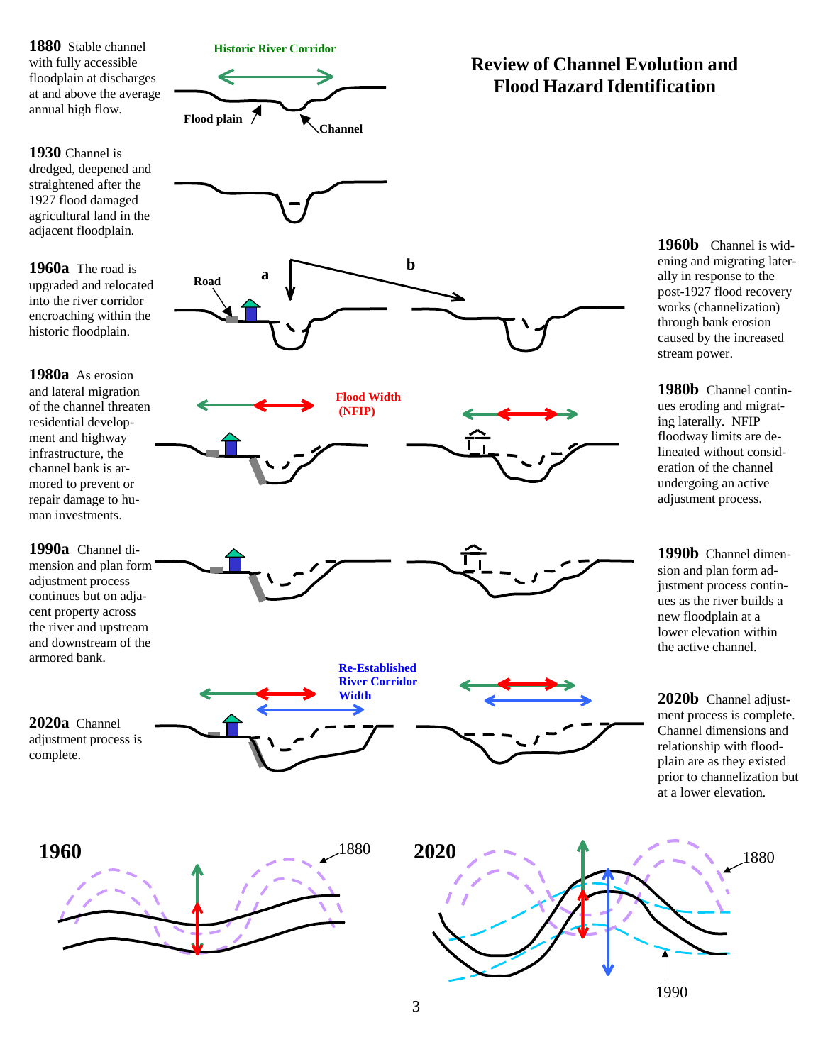# Review of Channel Evolution and Flood Hazard Identification

**1880** Stable channel with fully accessible floodplain at discharges at and above the average annual high flow.

Historic River Corridor

Flood plain

Channel

**1930** Channel is dredged, deepened and straightened after the 1927 flood damaged agricultural land in the adjacent floodplain.

**1960a** The road is upgraded and relocated into the river corridor encroaching within the historic floodplain.

Road

a

b

**1960b** Channel is widening and migrating laterally in response to the post-1927 flood recovery works (channelization) through bank erosion caused by the increased stream power.

**1980a** As erosion and lateral migration of the channel threaten residential development and highway infrastructure, the channel bank is armored to prevent or repair damage to human investments.

Flood Width (NFIP)

**1980b** Channel continues eroding and migrating laterally. NFIP floodway limits are delineated without consideration of the channel undergoing an active adjustment process.

**1990a** Channel dimension and plan form adjustment process continues but on adjacent property across the river and upstream and downstream of the armored bank.

**1990b** Channel dimension and plan form adjustment process continues as the river builds a new floodplain at a lower elevation within the active channel.

Re-Established River Corridor Width

**2020a** Channel adjustment process is complete.

**2020b** Channel adjustment process is complete. Channel dimensions and relationship with floodplain are as they existed prior to channelization but at a lower elevation.

**1960**

1880

**2020**

1880

1990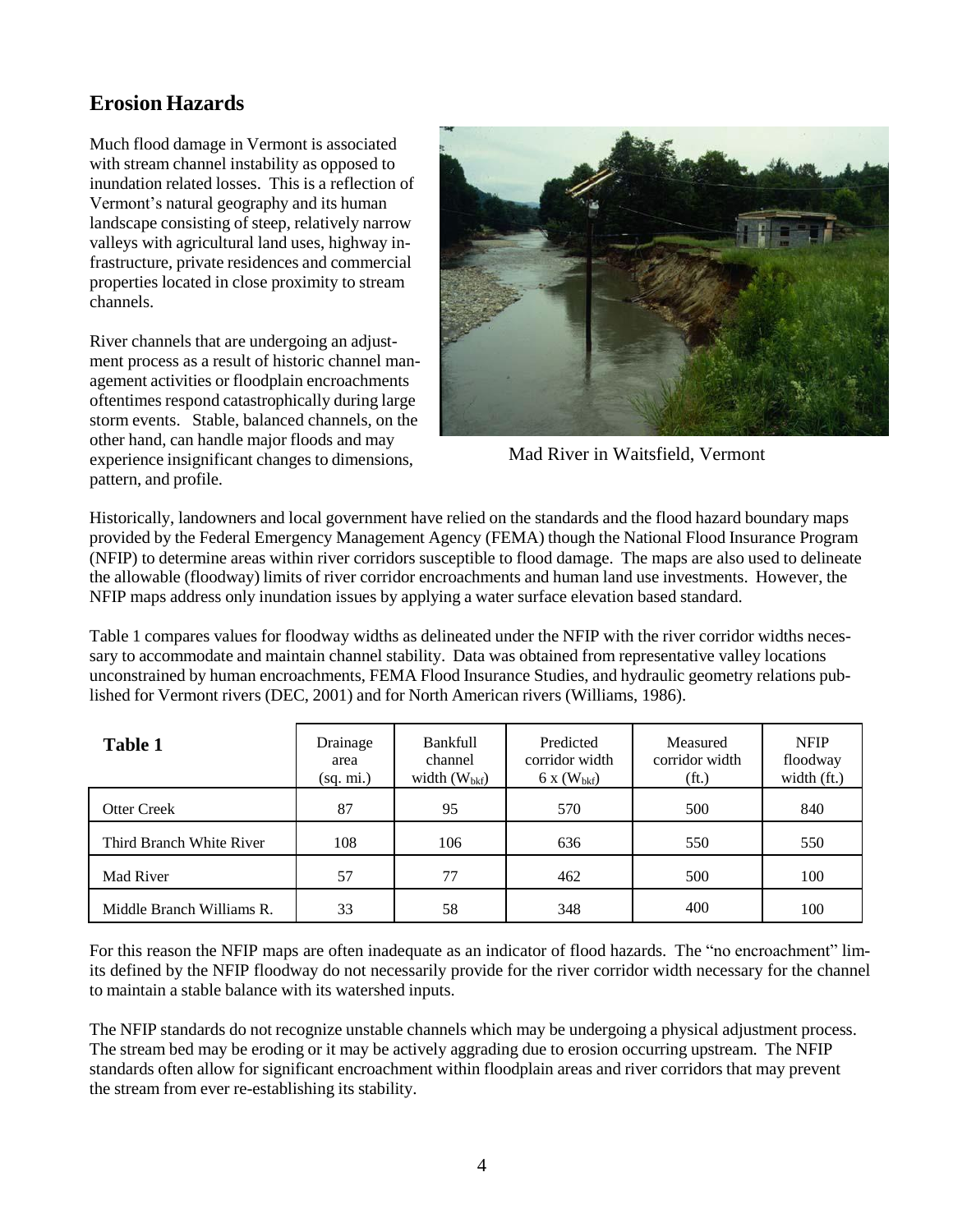## Erosion Hazards

Much flood damage in Vermont is associated with stream channel instability as opposed to inundation related losses. This is a reflection of Vermont's natural geography and its human landscape consisting of steep, relatively narrow valleys with agricultural land uses, highway infrastructure, private residences and commercial properties located in close proximity to stream channels.

River channels that are undergoing an adjustment process as a result of historic channel management activities or floodplain encroachments oftentimes respond catastrophically during large storm events. Stable, balanced channels, on the other hand, can handle major floods and may experience insignificant changes to dimensions, pattern, and profile.

Mad River in Waitsfield, Vermont

Historically, landowners and local government have relied on the standards and the flood hazard boundary maps provided by the Federal Emergency Management Agency (FEMA) though the National Flood Insurance Program (NFIP) to determine areas within river corridors susceptible to flood damage. The maps are also used to delineate the allowable (floodway) limits of river corridor encroachments and human land use investments. However, the NFIP maps address only inundation issues by applying a water surface elevation based standard.

Table 1 compares values for floodway widths as delineated under the NFIP with the river corridor widths necessary to accommodate and maintain channel stability. Data was obtained from representative valley locations unconstrained by human encroachments, FEMA Flood Insurance Studies, and hydraulic geometry relations published for Vermont rivers (DEC, 2001) and for North American rivers (Williams, 1986).

| **Table 1** | Drainage area (sq. mi.) | Bankfull channel width ($W_{bkf}$) | Predicted corridor width 6 x ($W_{bkf}$) | Measured corridor width (ft.) | NFIP floodway width (ft.) |
|---|---|---|---|---|---|
| Otter Creek | 87 | 95 | 570 | 500 | 840 |
| Third Branch White River | 108 | 106 | 636 | 550 | 550 |
| Mad River | 57 | 77 | 462 | 500 | 100 |
| Middle Branch Williams R. | 33 | 58 | 348 | 400 | 100 |

For this reason the NFIP maps are often inadequate as an indicator of flood hazards. The "no encroachment" limits defined by the NFIP floodway do not necessarily provide for the river corridor width necessary for the channel to maintain a stable balance with its watershed inputs.

The NFIP standards do not recognize unstable channels which may be undergoing a physical adjustment process. The stream bed may be eroding or it may be actively aggrading due to erosion occurring upstream. The NFIP standards often allow for significant encroachment within floodplain areas and river corridors that may prevent the stream from ever re-establishing its stability.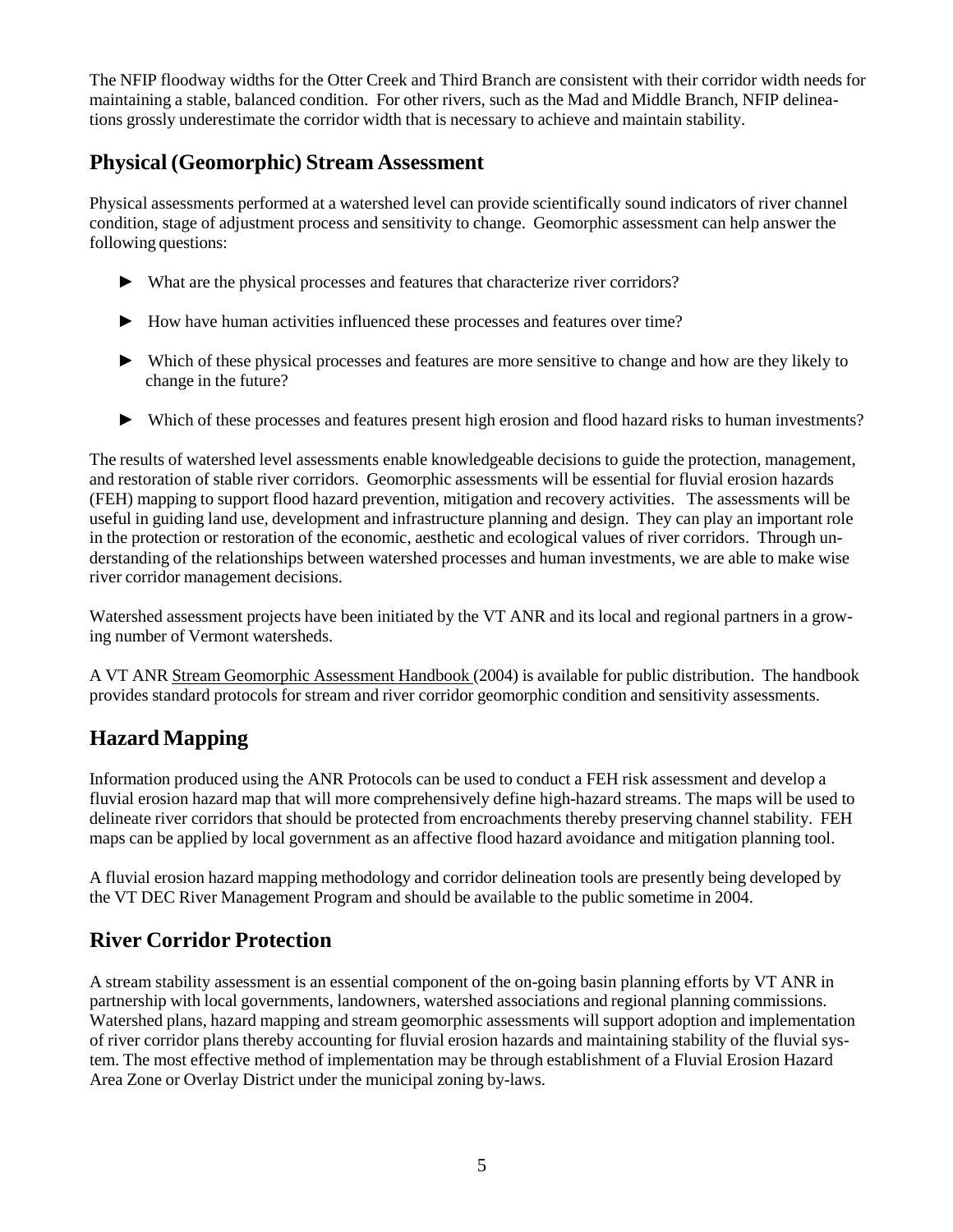The NFIP floodway widths for the Otter Creek and Third Branch are consistent with their corridor width needs for maintaining a stable, balanced condition. For other rivers, such as the Mad and Middle Branch, NFIP delineations grossly underestimate the corridor width that is necessary to achieve and maintain stability.

## Physical (Geomorphic) Stream Assessment

Physical assessments performed at a watershed level can provide scientifically sound indicators of river channel condition, stage of adjustment process and sensitivity to change. Geomorphic assessment can help answer the following questions:

- What are the physical processes and features that characterize river corridors?
- How have human activities influenced these processes and features over time?
- Which of these physical processes and features are more sensitive to change and how are they likely to change in the future?
- Which of these processes and features present high erosion and flood hazard risks to human investments?

The results of watershed level assessments enable knowledgeable decisions to guide the protection, management, and restoration of stable river corridors. Geomorphic assessments will be essential for fluvial erosion hazards (FEH) mapping to support flood hazard prevention, mitigation and recovery activities. The assessments will be useful in guiding land use, development and infrastructure planning and design. They can play an important role in the protection or restoration of the economic, aesthetic and ecological values of river corridors. Through understanding of the relationships between watershed processes and human investments, we are able to make wise river corridor management decisions.

Watershed assessment projects have been initiated by the VT ANR and its local and regional partners in a growing number of Vermont watersheds.

A VT ANR Stream Geomorphic Assessment Handbook (2004) is available for public distribution. The handbook provides standard protocols for stream and river corridor geomorphic condition and sensitivity assessments.

## Hazard Mapping

Information produced using the ANR Protocols can be used to conduct a FEH risk assessment and develop a fluvial erosion hazard map that will more comprehensively define high-hazard streams. The maps will be used to delineate river corridors that should be protected from encroachments thereby preserving channel stability. FEH maps can be applied by local government as an affective flood hazard avoidance and mitigation planning tool.

A fluvial erosion hazard mapping methodology and corridor delineation tools are presently being developed by the VT DEC River Management Program and should be available to the public sometime in 2004.

## River Corridor Protection

A stream stability assessment is an essential component of the on-going basin planning efforts by VT ANR in partnership with local governments, landowners, watershed associations and regional planning commissions. Watershed plans, hazard mapping and stream geomorphic assessments will support adoption and implementation of river corridor plans thereby accounting for fluvial erosion hazards and maintaining stability of the fluvial system. The most effective method of implementation may be through establishment of a Fluvial Erosion Hazard Area Zone or Overlay District under the municipal zoning by-laws.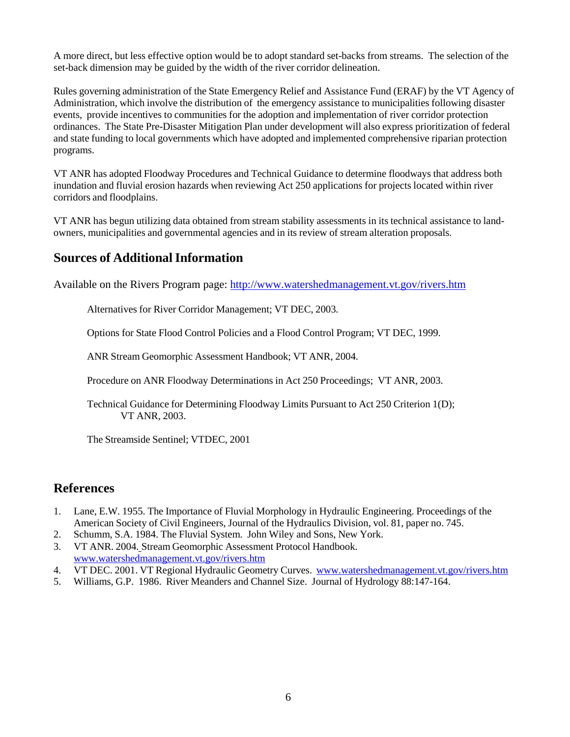A more direct, but less effective option would be to adopt standard set-backs from streams. The selection of the set-back dimension may be guided by the width of the river corridor delineation.

Rules governing administration of the State Emergency Relief and Assistance Fund (ERAF) by the VT Agency of Administration, which involve the distribution of the emergency assistance to municipalities following disaster events, provide incentives to communities for the adoption and implementation of river corridor protection ordinances. The State Pre-Disaster Mitigation Plan under development will also express prioritization of federal and state funding to local governments which have adopted and implemented comprehensive riparian protection programs.

VT ANR has adopted Floodway Procedures and Technical Guidance to determine floodways that address both inundation and fluvial erosion hazards when reviewing Act 250 applications for projects located within river corridors and floodplains.

VT ANR has begun utilizing data obtained from stream stability assessments in its technical assistance to land-owners, municipalities and governmental agencies and in its review of stream alteration proposals.

## Sources of Additional Information

Available on the Rivers Program page: http://www.watershedmanagement.vt.gov/rivers.htm

Alternatives for River Corridor Management; VT DEC, 2003.

Options for State Flood Control Policies and a Flood Control Program; VT DEC, 1999.

ANR Stream Geomorphic Assessment Handbook; VT ANR, 2004.

Procedure on ANR Floodway Determinations in Act 250 Proceedings; VT ANR, 2003.

Technical Guidance for Determining Floodway Limits Pursuant to Act 250 Criterion 1(D); VT ANR, 2003.

The Streamside Sentinel; VTDEC, 2001

## References

1. Lane, E.W. 1955. The Importance of Fluvial Morphology in Hydraulic Engineering. Proceedings of the American Society of Civil Engineers, Journal of the Hydraulics Division, vol. 81, paper no. 745.
2. Schumm, S.A. 1984. The Fluvial System. John Wiley and Sons, New York.
3. VT ANR. 2004. Stream Geomorphic Assessment Protocol Handbook. www.watershedmanagement.vt.gov/rivers.htm
4. VT DEC. 2001. VT Regional Hydraulic Geometry Curves. www.watershedmanagement.vt.gov/rivers.htm
5. Williams, G.P. 1986. River Meanders and Channel Size. Journal of Hydrology 88:147-164.